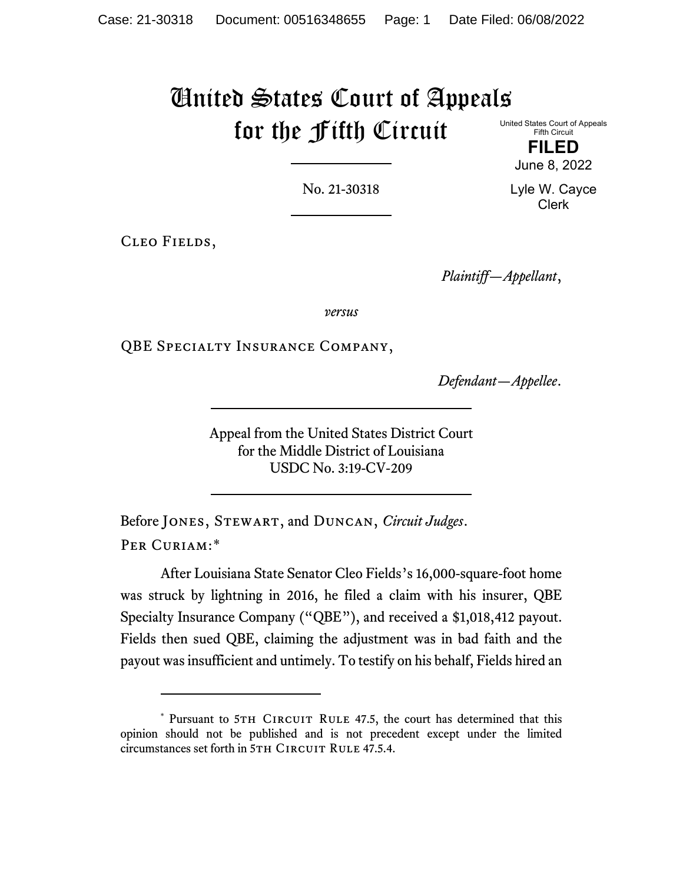# United States Court of Appeals for the Fifth Circuit

United States Court of Appeals
Fifth Circuit

**FILED**

June 8, 2022

Lyle W. Cayce
Clerk

No. 21-30318

Cleo Fields,

*Plaintiff—Appellant*,

*versus*

QBE Specialty Insurance Company,

*Defendant—Appellee*.

Appeal from the United States District Court
for the Middle District of Louisiana
USDC No. 3:19-CV-209

Before Jones, Stewart, and Duncan, *Circuit Judges*.

Per Curiam:*

After Louisiana State Senator Cleo Fields's 16,000-square-foot home was struck by lightning in 2016, he filed a claim with his insurer, QBE Specialty Insurance Company ("QBE"), and received a $1,018,412 payout. Fields then sued QBE, claiming the adjustment was in bad faith and the payout was insufficient and untimely. To testify on his behalf, Fields hired an

---

* Pursuant to 5th Circuit Rule 47.5, the court has determined that this opinion should not be published and is not precedent except under the limited circumstances set forth in 5th Circuit Rule 47.5.4.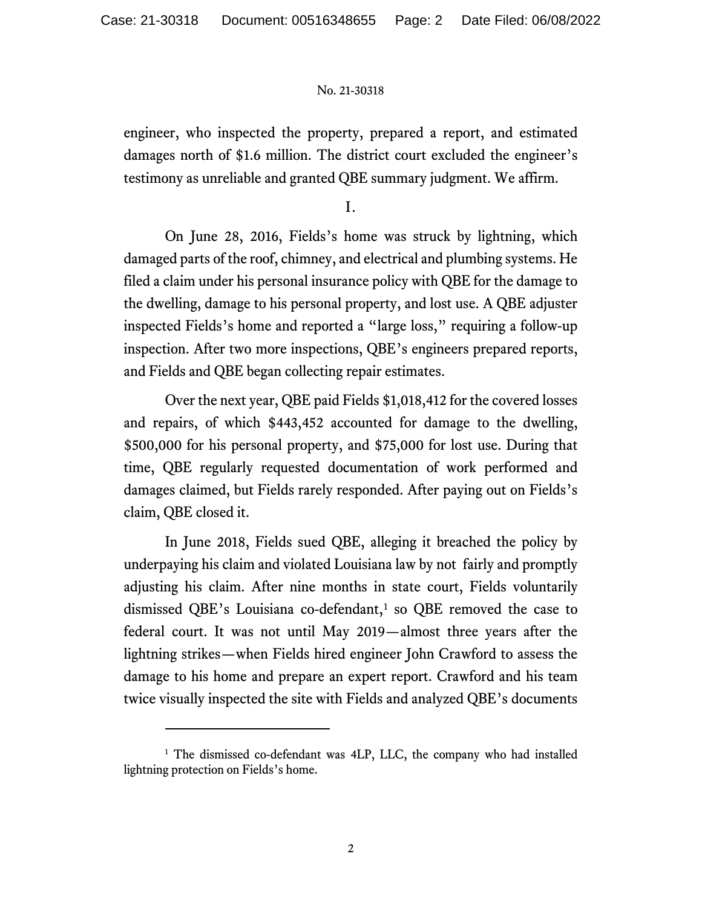engineer, who inspected the property, prepared a report, and estimated damages north of $1.6 million. The district court excluded the engineer's testimony as unreliable and granted QBE summary judgment. We affirm.

## I.

On June 28, 2016, Fields's home was struck by lightning, which damaged parts of the roof, chimney, and electrical and plumbing systems. He filed a claim under his personal insurance policy with QBE for the damage to the dwelling, damage to his personal property, and lost use. A QBE adjuster inspected Fields's home and reported a "large loss," requiring a follow-up inspection. After two more inspections, QBE's engineers prepared reports, and Fields and QBE began collecting repair estimates.

Over the next year, QBE paid Fields $1,018,412 for the covered losses and repairs, of which $443,452 accounted for damage to the dwelling, $500,000 for his personal property, and $75,000 for lost use. During that time, QBE regularly requested documentation of work performed and damages claimed, but Fields rarely responded. After paying out on Fields's claim, QBE closed it.

In June 2018, Fields sued QBE, alleging it breached the policy by underpaying his claim and violated Louisiana law by not fairly and promptly adjusting his claim. After nine months in state court, Fields voluntarily dismissed QBE's Louisiana co-defendant,[1] so QBE removed the case to federal court. It was not until May 2019—almost three years after the lightning strikes—when Fields hired engineer John Crawford to assess the damage to his home and prepare an expert report. Crawford and his team twice visually inspected the site with Fields and analyzed QBE's documents

---

[1] The dismissed co-defendant was 4LP, LLC, the company who had installed lightning protection on Fields's home.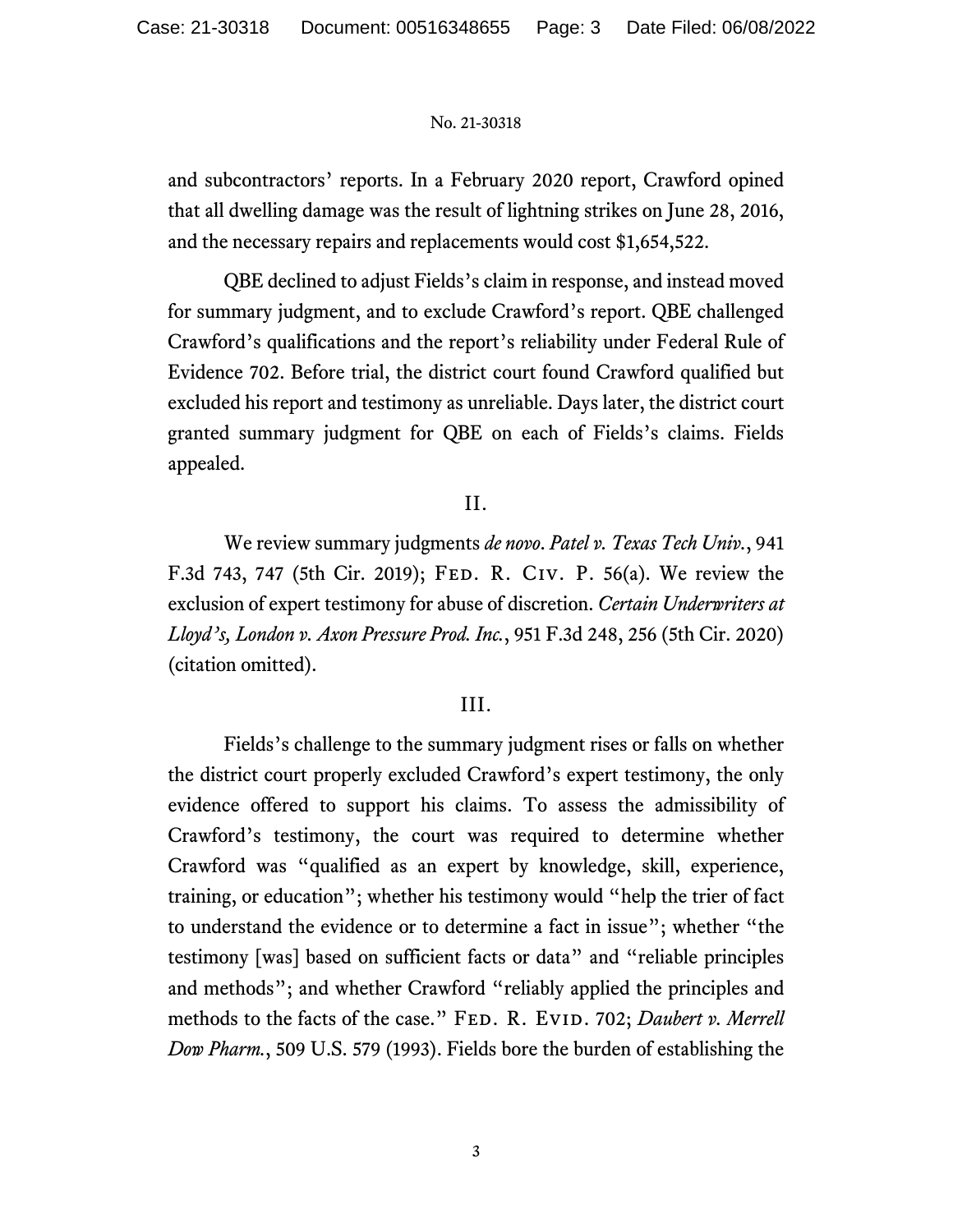and subcontractors' reports. In a February 2020 report, Crawford opined that all dwelling damage was the result of lightning strikes on June 28, 2016, and the necessary repairs and replacements would cost $1,654,522.

QBE declined to adjust Fields's claim in response, and instead moved for summary judgment, and to exclude Crawford's report. QBE challenged Crawford's qualifications and the report's reliability under Federal Rule of Evidence 702. Before trial, the district court found Crawford qualified but excluded his report and testimony as unreliable. Days later, the district court granted summary judgment for QBE on each of Fields's claims. Fields appealed.

## II.

We review summary judgments *de novo*. *Patel v. Texas Tech Univ.*, 941 F.3d 743, 747 (5th Cir. 2019); Fed. R. Civ. P. 56(a). We review the exclusion of expert testimony for abuse of discretion. *Certain Underwriters at Lloyd's, London v. Axon Pressure Prod. Inc.*, 951 F.3d 248, 256 (5th Cir. 2020) (citation omitted).

## III.

Fields's challenge to the summary judgment rises or falls on whether the district court properly excluded Crawford's expert testimony, the only evidence offered to support his claims. To assess the admissibility of Crawford's testimony, the court was required to determine whether Crawford was "qualified as an expert by knowledge, skill, experience, training, or education"; whether his testimony would "help the trier of fact to understand the evidence or to determine a fact in issue"; whether "the testimony [was] based on sufficient facts or data" and "reliable principles and methods"; and whether Crawford "reliably applied the principles and methods to the facts of the case." Fed. R. Evid. 702; *Daubert v. Merrell Dow Pharm.*, 509 U.S. 579 (1993). Fields bore the burden of establishing the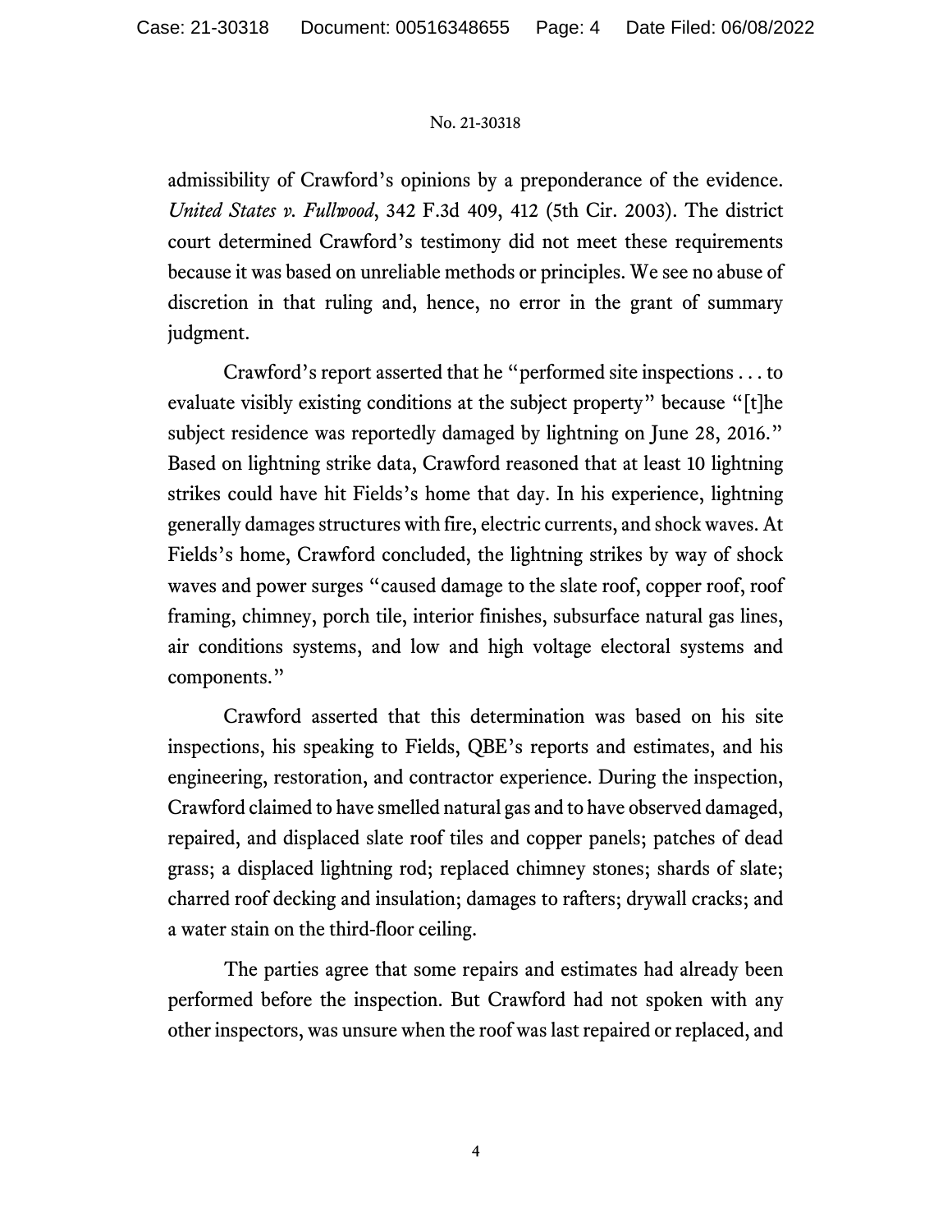admissibility of Crawford's opinions by a preponderance of the evidence. *United States v. Fullwood*, 342 F.3d 409, 412 (5th Cir. 2003). The district court determined Crawford's testimony did not meet these requirements because it was based on unreliable methods or principles. We see no abuse of discretion in that ruling and, hence, no error in the grant of summary judgment.

Crawford's report asserted that he "performed site inspections . . . to evaluate visibly existing conditions at the subject property" because "[t]he subject residence was reportedly damaged by lightning on June 28, 2016." Based on lightning strike data, Crawford reasoned that at least 10 lightning strikes could have hit Fields's home that day. In his experience, lightning generally damages structures with fire, electric currents, and shock waves. At Fields's home, Crawford concluded, the lightning strikes by way of shock waves and power surges "caused damage to the slate roof, copper roof, roof framing, chimney, porch tile, interior finishes, subsurface natural gas lines, air conditions systems, and low and high voltage electoral systems and components."

Crawford asserted that this determination was based on his site inspections, his speaking to Fields, QBE's reports and estimates, and his engineering, restoration, and contractor experience. During the inspection, Crawford claimed to have smelled natural gas and to have observed damaged, repaired, and displaced slate roof tiles and copper panels; patches of dead grass; a displaced lightning rod; replaced chimney stones; shards of slate; charred roof decking and insulation; damages to rafters; drywall cracks; and a water stain on the third-floor ceiling.

The parties agree that some repairs and estimates had already been performed before the inspection. But Crawford had not spoken with any other inspectors, was unsure when the roof was last repaired or replaced, and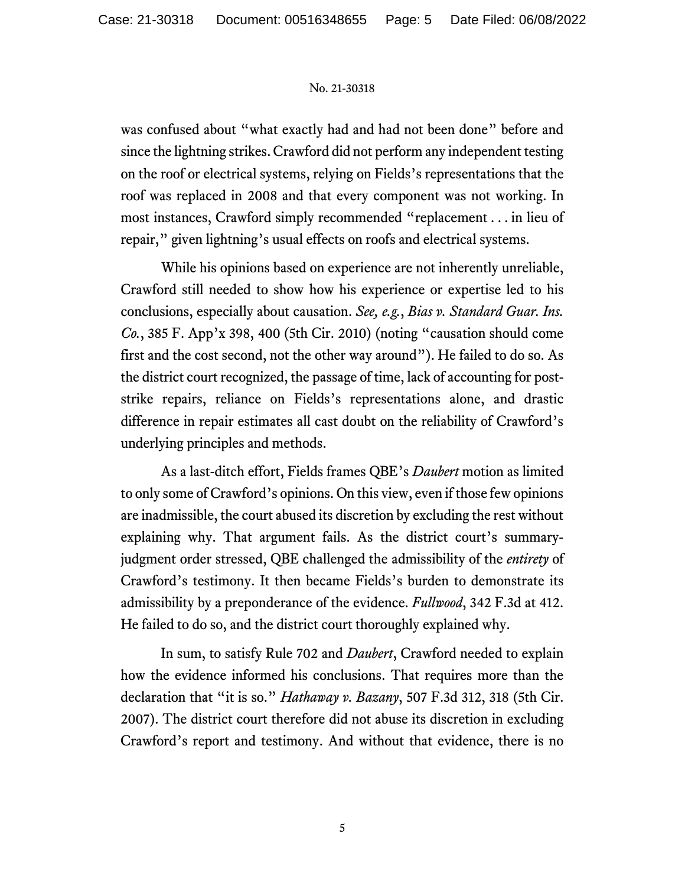was confused about "what exactly had and had not been done" before and since the lightning strikes. Crawford did not perform any independent testing on the roof or electrical systems, relying on Fields's representations that the roof was replaced in 2008 and that every component was not working. In most instances, Crawford simply recommended "replacement . . . in lieu of repair," given lightning's usual effects on roofs and electrical systems.

While his opinions based on experience are not inherently unreliable, Crawford still needed to show how his experience or expertise led to his conclusions, especially about causation. *See, e.g.*, *Bias v. Standard Guar. Ins. Co.*, 385 F. App'x 398, 400 (5th Cir. 2010) (noting "causation should come first and the cost second, not the other way around"). He failed to do so. As the district court recognized, the passage of time, lack of accounting for post-strike repairs, reliance on Fields's representations alone, and drastic difference in repair estimates all cast doubt on the reliability of Crawford's underlying principles and methods.

As a last-ditch effort, Fields frames QBE's *Daubert* motion as limited to only some of Crawford's opinions. On this view, even if those few opinions are inadmissible, the court abused its discretion by excluding the rest without explaining why. That argument fails. As the district court's summary-judgment order stressed, QBE challenged the admissibility of the *entirety* of Crawford's testimony. It then became Fields's burden to demonstrate its admissibility by a preponderance of the evidence. *Fullwood*, 342 F.3d at 412. He failed to do so, and the district court thoroughly explained why.

In sum, to satisfy Rule 702 and *Daubert*, Crawford needed to explain how the evidence informed his conclusions. That requires more than the declaration that "it is so." *Hathaway v. Bazany*, 507 F.3d 312, 318 (5th Cir. 2007). The district court therefore did not abuse its discretion in excluding Crawford's report and testimony. And without that evidence, there is no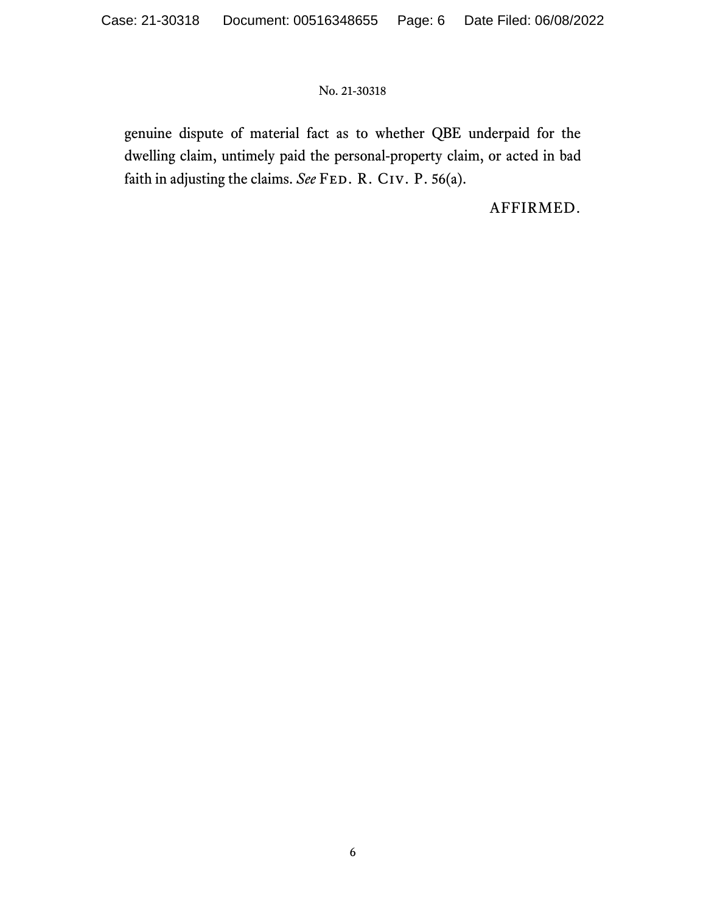genuine dispute of material fact as to whether QBE underpaid for the dwelling claim, untimely paid the personal-property claim, or acted in bad faith in adjusting the claims. *See* Fed. R. Civ. P. 56(a).

AFFIRMED.